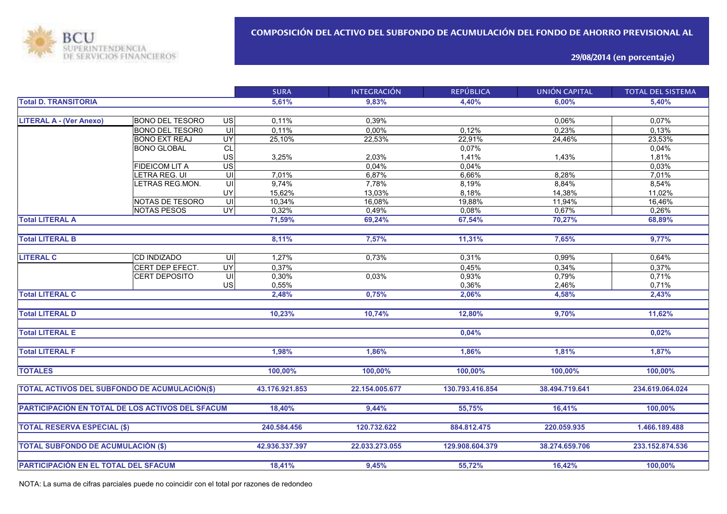BCU SUPERINTENDENCIA DE SERVICIOS FINANCIEROS

# COMPOSICIÓN DEL ACTIVO DEL SUBFONDO DE ACUMULACIÓN DEL FONDO DE AHORRO PREVISIONAL AL

## 29/08/2014 (en porcentaje)

| | | | SURA | INTEGRACIÓN | REPÚBLICA | UNIÓN CAPITAL | TOTAL DEL SISTEMA |
|---|---|---|---|---|---|---|---|
| **Total D. TRANSITORIA** | | | **5,61%** | **9,83%** | **4,40%** | **6,00%** | **5,40%** |
| **LITERAL A - (Ver Anexo)** | BONO DEL TESORO | US | 0,11% | 0,39% | | 0,06% | 0,07% |
| | BONO DEL TESOR0 | UI | 0,11% | 0,00% | 0,12% | 0,23% | 0,13% |
| | BONO EXT REAJ | UY | 25,10% | 22,53% | 22,91% | 24,46% | 23,53% |
| | BONO GLOBAL | CL | | | 0,07% | | 0,04% |
| | | US | 3,25% | 2,03% | 1,41% | 1,43% | 1,81% |
| | FIDEICOM LIT A | US | | 0,04% | 0,04% | | 0,03% |
| | LETRA REG. UI | UI | 7,01% | 6,87% | 6,66% | 8,28% | 7,01% |
| | LETRAS REG.MON. | UI | 9,74% | 7,78% | 8,19% | 8,84% | 8,54% |
| | | UY | 15,62% | 13,03% | 8,18% | 14,38% | 11,02% |
| | NOTAS DE TESORO | UI | 10,34% | 16,08% | 19,88% | 11,94% | 16,46% |
| | NOTAS PESOS | UY | 0,32% | 0,49% | 0,08% | 0,67% | 0,26% |
| **Total LITERAL A** | | | **71,59%** | **69,24%** | **67,54%** | **70,27%** | **68,89%** |
| **Total LITERAL B** | | | **8,11%** | **7,57%** | **11,31%** | **7,65%** | **9,77%** |
| **LITERAL C** | CD INDIZADO | UI | 1,27% | 0,73% | 0,31% | 0,99% | 0,64% |
| | CERT DEP EFECT. | UY | 0,37% | | 0,45% | 0,34% | 0,37% |
| | CERT DEPOSITO | UI | 0,30% | 0,03% | 0,93% | 0,79% | 0,71% |
| | | US | 0,55% | | 0,36% | 2,46% | 0,71% |
| **Total LITERAL C** | | | **2,48%** | **0,75%** | **2,06%** | **4,58%** | **2,43%** |
| **Total LITERAL D** | | | **10,23%** | **10,74%** | **12,80%** | **9,70%** | **11,62%** |
| **Total LITERAL E** | | | | | **0,04%** | | **0,02%** |
| **Total LITERAL F** | | | **1,98%** | **1,86%** | **1,86%** | **1,81%** | **1,87%** |
| **TOTALES** | | | **100,00%** | **100,00%** | **100,00%** | **100,00%** | **100,00%** |
| **TOTAL ACTIVOS DEL SUBFONDO DE ACUMULACIÓN($)** | | | **43.176.921.853** | **22.154.005.677** | **130.793.416.854** | **38.494.719.641** | **234.619.064.024** |
| **PARTICIPACIÓN EN TOTAL DE LOS ACTIVOS DEL SFACUM** | | | **18,40%** | **9,44%** | **55,75%** | **16,41%** | **100,00%** |
| **TOTAL RESERVA ESPECIAL ($)** | | | **240.584.456** | **120.732.622** | **884.812.475** | **220.059.935** | **1.466.189.488** |
| **TOTAL SUBFONDO DE ACUMULACIÓN ($)** | | | **42.936.337.397** | **22.033.273.055** | **129.908.604.379** | **38.274.659.706** | **233.152.874.536** |
| **PARTICIPACIÓN EN EL TOTAL DEL SFACUM** | | | **18,41%** | **9,45%** | **55,72%** | **16,42%** | **100,00%** |

NOTA: La suma de cifras parciales puede no coincidir con el total por razones de redondeo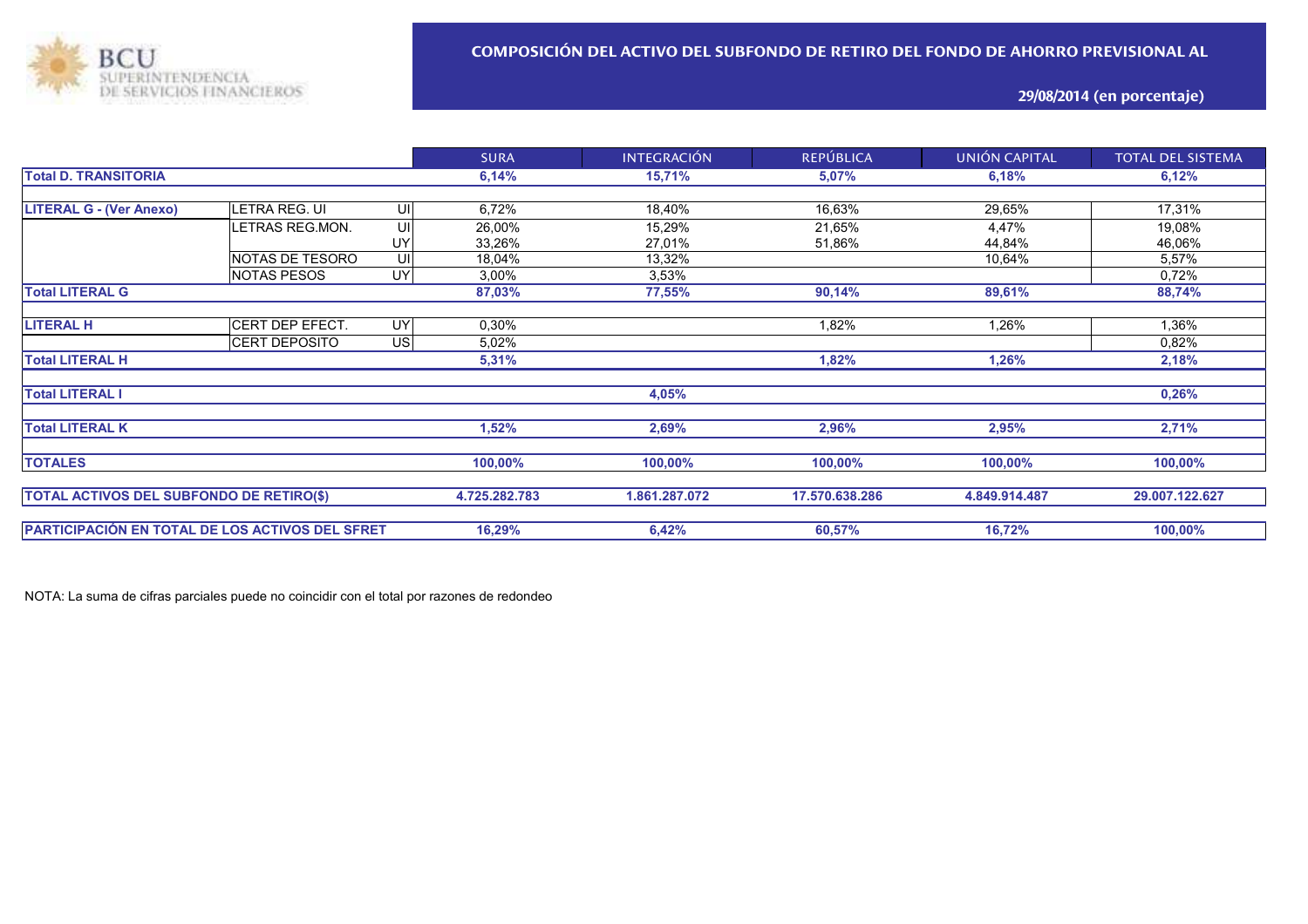BCU SUPERINTENDENCIA DE SERVICIOS FINANCIEROS

## COMPOSICIÓN DEL ACTIVO DEL SUBFONDO DE RETIRO DEL FONDO DE AHORRO PREVISIONAL AL

**29/08/2014 (en porcentaje)**

| | | | SURA | INTEGRACIÓN | REPÚBLICA | UNIÓN CAPITAL | TOTAL DEL SISTEMA |
|---|---|---|---|---|---|---|---|
| **Total D. TRANSITORIA** | | | **6,14%** | **15,71%** | **5,07%** | **6,18%** | **6,12%** |
| **LITERAL G - (Ver Anexo)** | LETRA REG. UI | UI | 6,72% | 18,40% | 16,63% | 29,65% | 17,31% |
| | LETRAS REG.MON. | UI | 26,00% | 15,29% | 21,65% | 4,47% | 19,08% |
| | | UY | 33,26% | 27,01% | 51,86% | 44,84% | 46,06% |
| | NOTAS DE TESORO | UI | 18,04% | 13,32% | | 10,64% | 5,57% |
| | NOTAS PESOS | UY | 3,00% | 3,53% | | | 0,72% |
| **Total LITERAL G** | | | **87,03%** | **77,55%** | **90,14%** | **89,61%** | **88,74%** |
| **LITERAL H** | CERT DEP EFECT. | UY | 0,30% | | 1,82% | 1,26% | 1,36% |
| | CERT DEPOSITO | US | 5,02% | | | | 0,82% |
| **Total LITERAL H** | | | **5,31%** | | **1,82%** | **1,26%** | **2,18%** |
| **Total LITERAL I** | | | | **4,05%** | | | **0,26%** |
| **Total LITERAL K** | | | **1,52%** | **2,69%** | **2,96%** | **2,95%** | **2,71%** |
| **TOTALES** | | | **100,00%** | **100,00%** | **100,00%** | **100,00%** | **100,00%** |
| **TOTAL ACTIVOS DEL SUBFONDO DE RETIRO($)** | | | **4.725.282.783** | **1.861.287.072** | **17.570.638.286** | **4.849.914.487** | **29.007.122.627** |
| **PARTICIPACIÓN EN TOTAL DE LOS ACTIVOS DEL SFRET** | | | **16,29%** | **6,42%** | **60,57%** | **16,72%** | **100,00%** |

NOTA: La suma de cifras parciales puede no coincidir con el total por razones de redondeo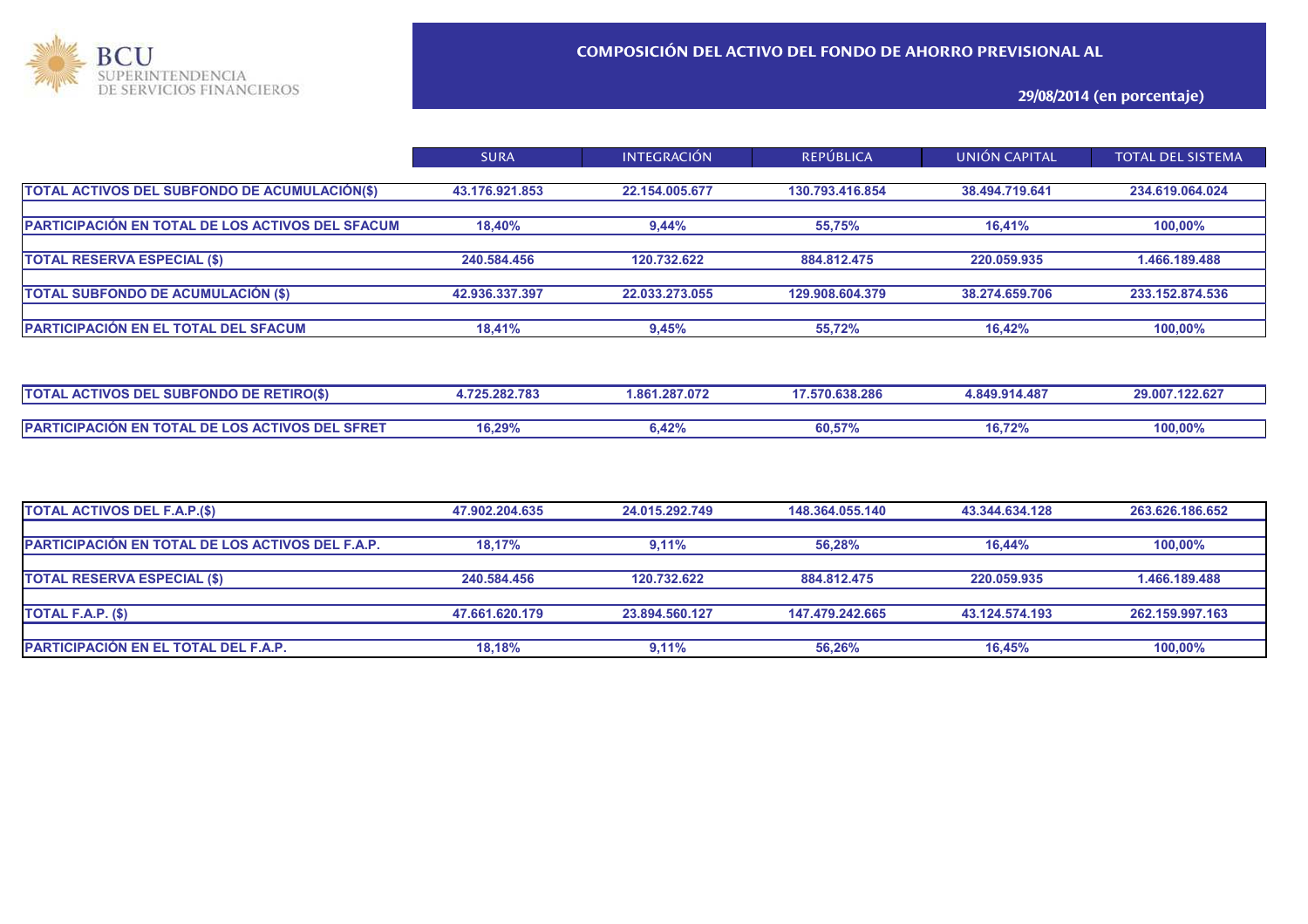BCU
SUPERINTENDENCIA
DE SERVICIOS FINANCIEROS

## COMPOSICIÓN DEL ACTIVO DEL FONDO DE AHORRO PREVISIONAL AL

**29/08/2014 (en porcentaje)**

| | SURA | INTEGRACIÓN | REPÚBLICA | UNIÓN CAPITAL | TOTAL DEL SISTEMA |
|---|---|---|---|---|---|
| **TOTAL ACTIVOS DEL SUBFONDO DE ACUMULACIÓN($)** | 43.176.921.853 | 22.154.005.677 | 130.793.416.854 | 38.494.719.641 | 234.619.064.024 |
| **PARTICIPACIÓN EN TOTAL DE LOS ACTIVOS DEL SFACUM** | 18,40% | 9,44% | 55,75% | 16,41% | 100,00% |
| **TOTAL RESERVA ESPECIAL ($)** | 240.584.456 | 120.732.622 | 884.812.475 | 220.059.935 | 1.466.189.488 |
| **TOTAL SUBFONDO DE ACUMULACIÓN ($)** | 42.936.337.397 | 22.033.273.055 | 129.908.604.379 | 38.274.659.706 | 233.152.874.536 |
| **PARTICIPACIÓN EN EL TOTAL DEL SFACUM** | 18,41% | 9,45% | 55,72% | 16,42% | 100,00% |

| | SURA | INTEGRACIÓN | REPÚBLICA | UNIÓN CAPITAL | TOTAL DEL SISTEMA |
|---|---|---|---|---|---|
| **TOTAL ACTIVOS DEL SUBFONDO DE RETIRO($)** | 4.725.282.783 | 1.861.287.072 | 17.570.638.286 | 4.849.914.487 | 29.007.122.627 |
| **PARTICIPACIÓN EN TOTAL DE LOS ACTIVOS DEL SFRET** | 16,29% | 6,42% | 60,57% | 16,72% | 100,00% |

| | SURA | INTEGRACIÓN | REPÚBLICA | UNIÓN CAPITAL | TOTAL DEL SISTEMA |
|---|---|---|---|---|---|
| **TOTAL ACTIVOS DEL F.A.P.($)** | 47.902.204.635 | 24.015.292.749 | 148.364.055.140 | 43.344.634.128 | 263.626.186.652 |
| **PARTICIPACIÓN EN TOTAL DE LOS ACTIVOS DEL F.A.P.** | 18,17% | 9,11% | 56,28% | 16,44% | 100,00% |
| **TOTAL RESERVA ESPECIAL ($)** | 240.584.456 | 120.732.622 | 884.812.475 | 220.059.935 | 1.466.189.488 |
| **TOTAL F.A.P. ($)** | 47.661.620.179 | 23.894.560.127 | 147.479.242.665 | 43.124.574.193 | 262.159.997.163 |
| **PARTICIPACIÓN EN EL TOTAL DEL F.A.P.** | 18,18% | 9,11% | 56,26% | 16,45% | 100,00% |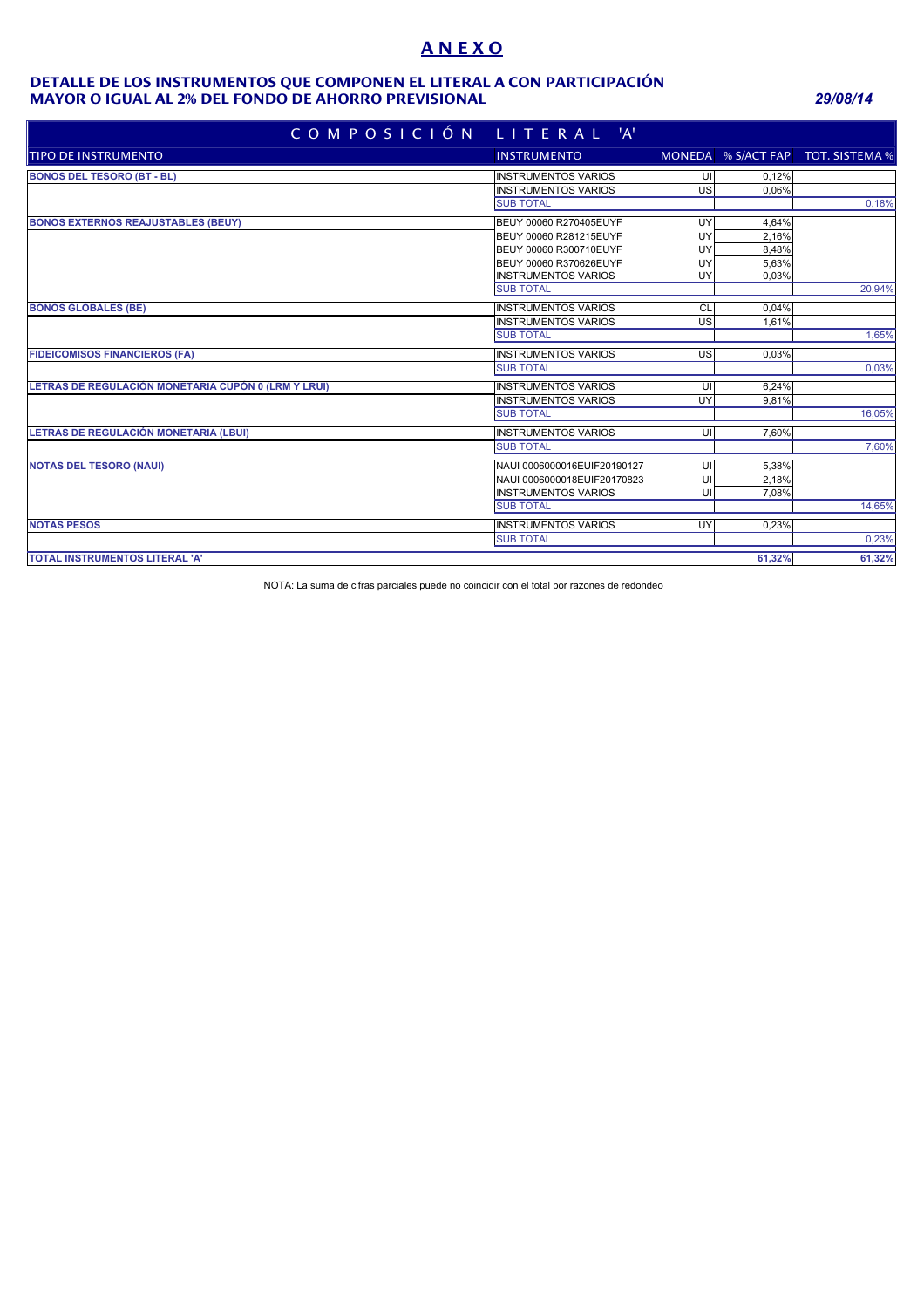# ANEXO

## DETALLE DE LOS INSTRUMENTOS QUE COMPONEN EL LITERAL A CON PARTICIPACIÓN MAYOR O IGUAL AL 2% DEL FONDO DE AHORRO PREVISIONAL

*29/08/14*

| COMPOSICIÓN LITERAL 'A' | | | | |
|---|---|---|---|---|
| **TIPO DE INSTRUMENTO** | **INSTRUMENTO** | **MONEDA** | **% S/ACT FAP** | **TOT. SISTEMA %** |
| **BONOS DEL TESORO (BT - BL)** | INSTRUMENTOS VARIOS | UI | 0,12% | |
| | INSTRUMENTOS VARIOS | US | 0,06% | |
| | SUB TOTAL | | | 0,18% |
| **BONOS EXTERNOS REAJUSTABLES (BEUY)** | BEUY 00060 R270405EUYF | UY | 4,64% | |
| | BEUY 00060 R281215EUYF | UY | 2,16% | |
| | BEUY 00060 R300710EUYF | UY | 8,48% | |
| | BEUY 00060 R370626EUYF | UY | 5,63% | |
| | INSTRUMENTOS VARIOS | UY | 0,03% | |
| | SUB TOTAL | | | 20,94% |
| **BONOS GLOBALES (BE)** | INSTRUMENTOS VARIOS | CL | 0,04% | |
| | INSTRUMENTOS VARIOS | US | 1,61% | |
| | SUB TOTAL | | | 1,65% |
| **FIDEICOMISOS FINANCIEROS (FA)** | INSTRUMENTOS VARIOS | US | 0,03% | |
| | SUB TOTAL | | | 0,03% |
| **LETRAS DE REGULACIÓN MONETARIA CUPÓN 0 (LRM Y LRUI)** | INSTRUMENTOS VARIOS | UI | 6,24% | |
| | INSTRUMENTOS VARIOS | UY | 9,81% | |
| | SUB TOTAL | | | 16,05% |
| **LETRAS DE REGULACIÓN MONETARIA (LBUI)** | INSTRUMENTOS VARIOS | UI | 7,60% | |
| | SUB TOTAL | | | 7,60% |
| **NOTAS DEL TESORO (NAUI)** | NAUI 0006000016EUIF20190127 | UI | 5,38% | |
| | NAUI 0006000018EUIF20170823 | UI | 2,18% | |
| | INSTRUMENTOS VARIOS | UI | 7,08% | |
| | SUB TOTAL | | | 14,65% |
| **NOTAS PESOS** | INSTRUMENTOS VARIOS | UY | 0,23% | |
| | SUB TOTAL | | | 0,23% |
| **TOTAL INSTRUMENTOS LITERAL 'A'** | | | **61,32%** | **61,32%** |

NOTA: La suma de cifras parciales puede no coincidir con el total por razones de redondeo